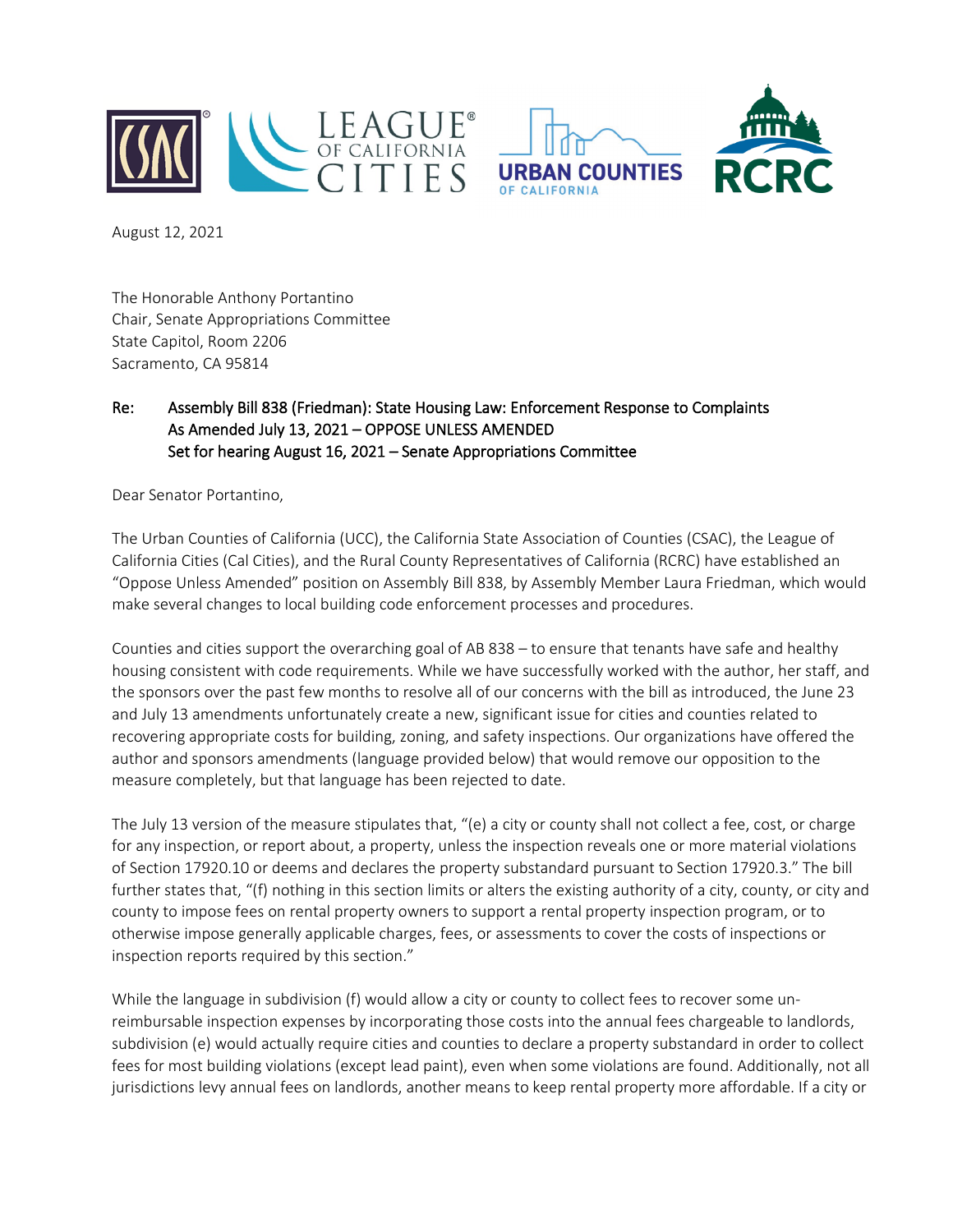August 12, 2021

The Honorable Anthony Portantino
Chair, Senate Appropriations Committee
State Capitol, Room 2206
Sacramento, CA 95814

Re: Assembly Bill 838 (Friedman): State Housing Law: Enforcement Response to Complaints
As Amended July 13, 2021 – OPPOSE UNLESS AMENDED
Set for hearing August 16, 2021 – Senate Appropriations Committee

Dear Senator Portantino,

The Urban Counties of California (UCC), the California State Association of Counties (CSAC), the League of California Cities (Cal Cities), and the Rural County Representatives of California (RCRC) have established an "Oppose Unless Amended" position on Assembly Bill 838, by Assembly Member Laura Friedman, which would make several changes to local building code enforcement processes and procedures.

Counties and cities support the overarching goal of AB 838 – to ensure that tenants have safe and healthy housing consistent with code requirements. While we have successfully worked with the author, her staff, and the sponsors over the past few months to resolve all of our concerns with the bill as introduced, the June 23 and July 13 amendments unfortunately create a new, significant issue for cities and counties related to recovering appropriate costs for building, zoning, and safety inspections. Our organizations have offered the author and sponsors amendments (language provided below) that would remove our opposition to the measure completely, but that language has been rejected to date.

The July 13 version of the measure stipulates that, "(e) a city or county shall not collect a fee, cost, or charge for any inspection, or report about, a property, unless the inspection reveals one or more material violations of Section 17920.10 or deems and declares the property substandard pursuant to Section 17920.3." The bill further states that, "(f) nothing in this section limits or alters the existing authority of a city, county, or city and county to impose fees on rental property owners to support a rental property inspection program, or to otherwise impose generally applicable charges, fees, or assessments to cover the costs of inspections or inspection reports required by this section."

While the language in subdivision (f) would allow a city or county to collect fees to recover some un-reimbursable inspection expenses by incorporating those costs into the annual fees chargeable to landlords, subdivision (e) would actually require cities and counties to declare a property substandard in order to collect fees for most building violations (except lead paint), even when some violations are found. Additionally, not all jurisdictions levy annual fees on landlords, another means to keep rental property more affordable. If a city or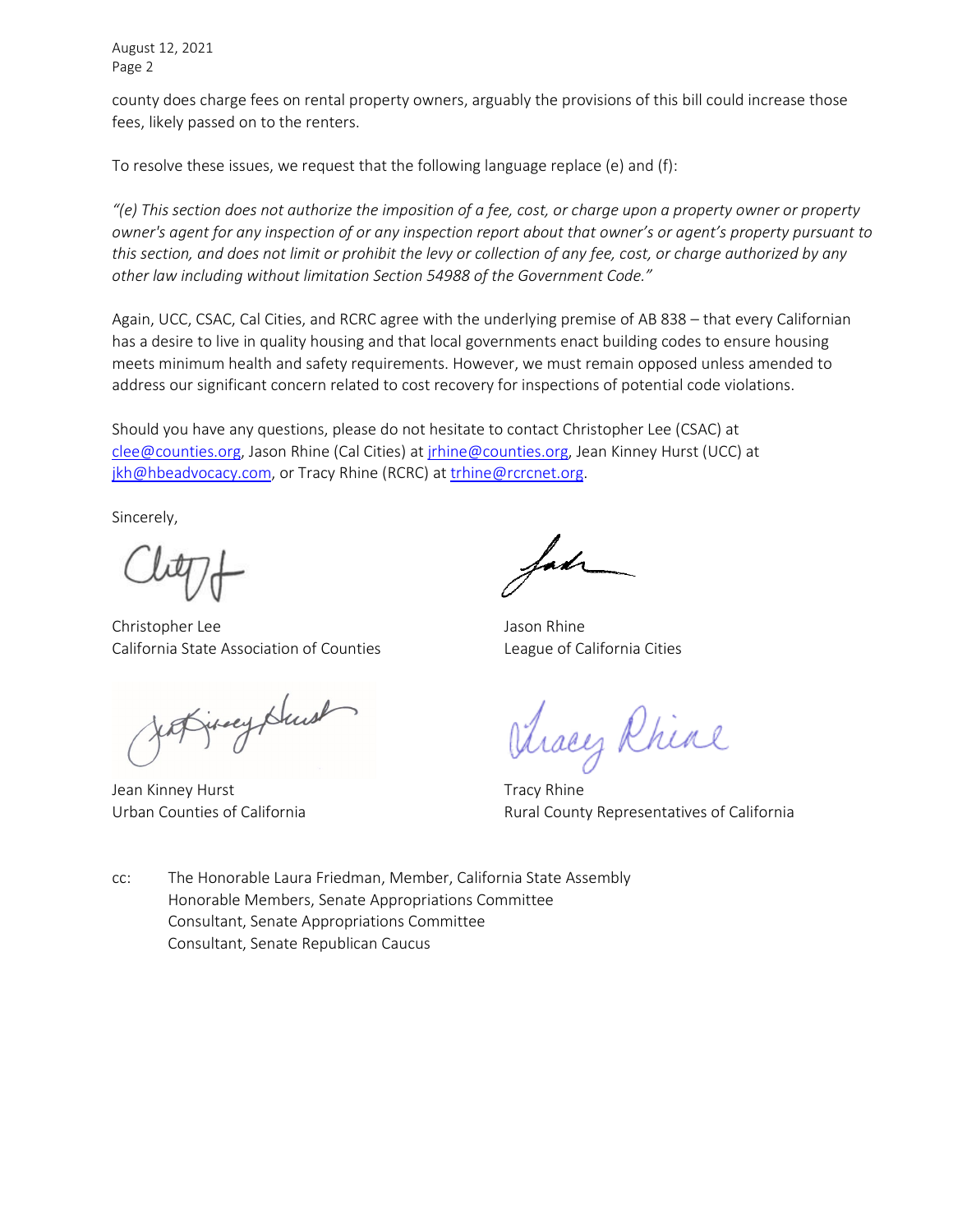county does charge fees on rental property owners, arguably the provisions of this bill could increase those fees, likely passed on to the renters.

To resolve these issues, we request that the following language replace (e) and (f):

*"(e) This section does not authorize the imposition of a fee, cost, or charge upon a property owner or property owner's agent for any inspection of or any inspection report about that owner's or agent's property pursuant to this section, and does not limit or prohibit the levy or collection of any fee, cost, or charge authorized by any other law including without limitation Section 54988 of the Government Code."*

Again, UCC, CSAC, Cal Cities, and RCRC agree with the underlying premise of AB 838 – that every Californian has a desire to live in quality housing and that local governments enact building codes to ensure housing meets minimum health and safety requirements. However, we must remain opposed unless amended to address our significant concern related to cost recovery for inspections of potential code violations.

Should you have any questions, please do not hesitate to contact Christopher Lee (CSAC) at clee@counties.org, Jason Rhine (Cal Cities) at jrhine@counties.org, Jean Kinney Hurst (UCC) at jkh@hbeadvocacy.com, or Tracy Rhine (RCRC) at trhine@rcrcnet.org.

Sincerely,

Christopher Lee
California State Association of Counties

Jason Rhine
League of California Cities

Jean Kinney Hurst
Urban Counties of California

Tracy Rhine
Rural County Representatives of California

cc: The Honorable Laura Friedman, Member, California State Assembly
Honorable Members, Senate Appropriations Committee
Consultant, Senate Appropriations Committee
Consultant, Senate Republican Caucus